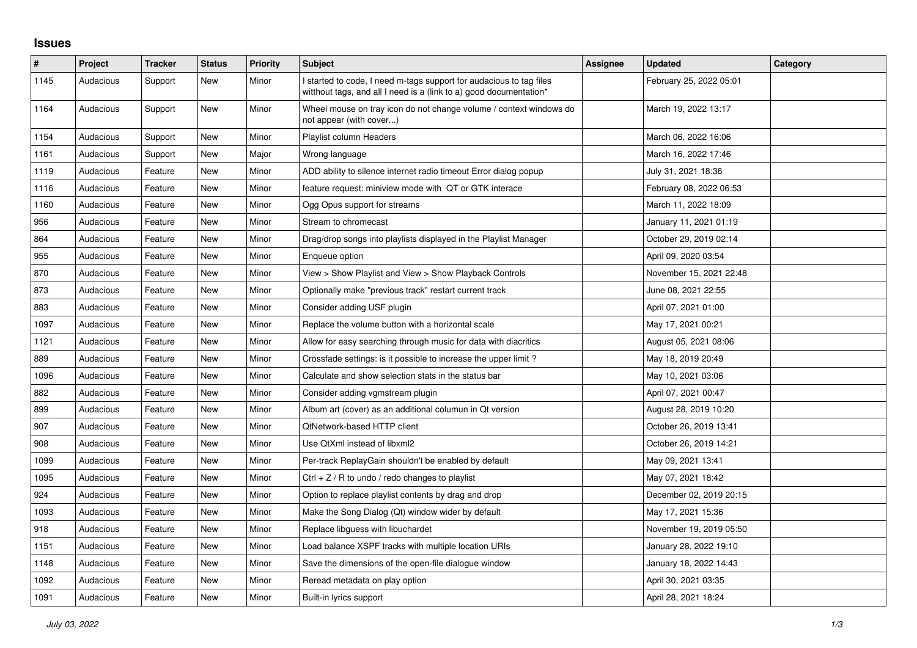## Issues

| # | Project | Tracker | Status | Priority | Subject | Assignee | Updated | Category |
|---|---|---|---|---|---|---|---|---|
| 1145 | Audacious | Support | New | Minor | I started to code, I need m-tags support for audacious to tag files witthout tags, and all I need is a (link to a) good documentation* | | February 25, 2022 05:01 | |
| 1164 | Audacious | Support | New | Minor | Wheel mouse on tray icon do not change volume / context windows do not appear (with cover...) | | March 19, 2022 13:17 | |
| 1154 | Audacious | Support | New | Minor | Playlist column Headers | | March 06, 2022 16:06 | |
| 1161 | Audacious | Support | New | Major | Wrong language | | March 16, 2022 17:46 | |
| 1119 | Audacious | Feature | New | Minor | ADD ability to silence internet radio timeout Error dialog popup | | July 31, 2021 18:36 | |
| 1116 | Audacious | Feature | New | Minor | feature request: miniview mode with QT or GTK interace | | February 08, 2022 06:53 | |
| 1160 | Audacious | Feature | New | Minor | Ogg Opus support for streams | | March 11, 2022 18:09 | |
| 956 | Audacious | Feature | New | Minor | Stream to chromecast | | January 11, 2021 01:19 | |
| 864 | Audacious | Feature | New | Minor | Drag/drop songs into playlists displayed in the Playlist Manager | | October 29, 2019 02:14 | |
| 955 | Audacious | Feature | New | Minor | Enqueue option | | April 09, 2020 03:54 | |
| 870 | Audacious | Feature | New | Minor | View > Show Playlist and View > Show Playback Controls | | November 15, 2021 22:48 | |
| 873 | Audacious | Feature | New | Minor | Optionally make "previous track" restart current track | | June 08, 2021 22:55 | |
| 883 | Audacious | Feature | New | Minor | Consider adding USF plugin | | April 07, 2021 01:00 | |
| 1097 | Audacious | Feature | New | Minor | Replace the volume button with a horizontal scale | | May 17, 2021 00:21 | |
| 1121 | Audacious | Feature | New | Minor | Allow for easy searching through music for data with diacritics | | August 05, 2021 08:06 | |
| 889 | Audacious | Feature | New | Minor | Crossfade settings: is it possible to increase the upper limit ? | | May 18, 2019 20:49 | |
| 1096 | Audacious | Feature | New | Minor | Calculate and show selection stats in the status bar | | May 10, 2021 03:06 | |
| 882 | Audacious | Feature | New | Minor | Consider adding vgmstream plugin | | April 07, 2021 00:47 | |
| 899 | Audacious | Feature | New | Minor | Album art (cover) as an additional columun in Qt version | | August 28, 2019 10:20 | |
| 907 | Audacious | Feature | New | Minor | QtNetwork-based HTTP client | | October 26, 2019 13:41 | |
| 908 | Audacious | Feature | New | Minor | Use QtXml instead of libxml2 | | October 26, 2019 14:21 | |
| 1099 | Audacious | Feature | New | Minor | Per-track ReplayGain shouldn't be enabled by default | | May 09, 2021 13:41 | |
| 1095 | Audacious | Feature | New | Minor | Ctrl + Z / R to undo / redo changes to playlist | | May 07, 2021 18:42 | |
| 924 | Audacious | Feature | New | Minor | Option to replace playlist contents by drag and drop | | December 02, 2019 20:15 | |
| 1093 | Audacious | Feature | New | Minor | Make the Song Dialog (Qt) window wider by default | | May 17, 2021 15:36 | |
| 918 | Audacious | Feature | New | Minor | Replace libguess with libuchardet | | November 19, 2019 05:50 | |
| 1151 | Audacious | Feature | New | Minor | Load balance XSPF tracks with multiple location URIs | | January 28, 2022 19:10 | |
| 1148 | Audacious | Feature | New | Minor | Save the dimensions of the open-file dialogue window | | January 18, 2022 14:43 | |
| 1092 | Audacious | Feature | New | Minor | Reread metadata on play option | | April 30, 2021 03:35 | |
| 1091 | Audacious | Feature | New | Minor | Built-in lyrics support | | April 28, 2021 18:24 | |

*July 03, 2022*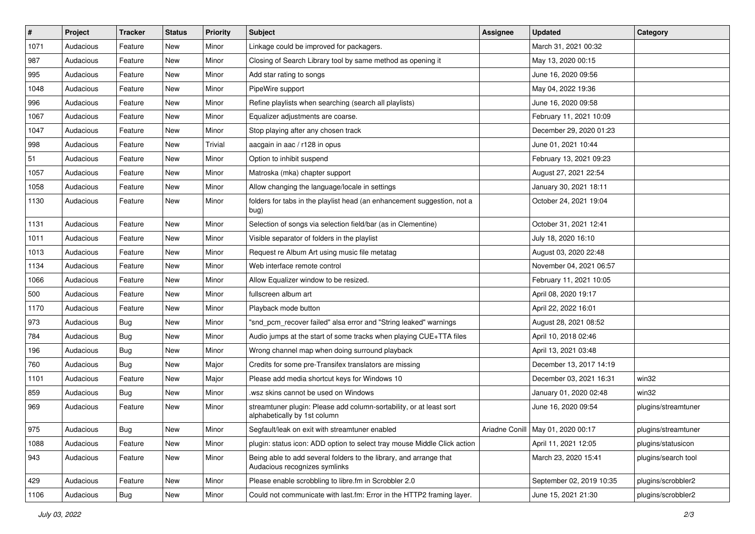| # | Project | Tracker | Status | Priority | Subject | Assignee | Updated | Category |
|---|---|---|---|---|---|---|---|---|
| 1071 | Audacious | Feature | New | Minor | Linkage could be improved for packagers. | | March 31, 2021 00:32 | |
| 987 | Audacious | Feature | New | Minor | Closing of Search Library tool by same method as opening it | | May 13, 2020 00:15 | |
| 995 | Audacious | Feature | New | Minor | Add star rating to songs | | June 16, 2020 09:56 | |
| 1048 | Audacious | Feature | New | Minor | PipeWire support | | May 04, 2022 19:36 | |
| 996 | Audacious | Feature | New | Minor | Refine playlists when searching (search all playlists) | | June 16, 2020 09:58 | |
| 1067 | Audacious | Feature | New | Minor | Equalizer adjustments are coarse. | | February 11, 2021 10:09 | |
| 1047 | Audacious | Feature | New | Minor | Stop playing after any chosen track | | December 29, 2020 01:23 | |
| 998 | Audacious | Feature | New | Trivial | aacgain in aac / r128 in opus | | June 01, 2021 10:44 | |
| 51 | Audacious | Feature | New | Minor | Option to inhibit suspend | | February 13, 2021 09:23 | |
| 1057 | Audacious | Feature | New | Minor | Matroska (mka) chapter support | | August 27, 2021 22:54 | |
| 1058 | Audacious | Feature | New | Minor | Allow changing the language/locale in settings | | January 30, 2021 18:11 | |
| 1130 | Audacious | Feature | New | Minor | folders for tabs in the playlist head (an enhancement suggestion, not a bug) | | October 24, 2021 19:04 | |
| 1131 | Audacious | Feature | New | Minor | Selection of songs via selection field/bar (as in Clementine) | | October 31, 2021 12:41 | |
| 1011 | Audacious | Feature | New | Minor | Visible separator of folders in the playlist | | July 18, 2020 16:10 | |
| 1013 | Audacious | Feature | New | Minor | Request re Album Art using music file metatag | | August 03, 2020 22:48 | |
| 1134 | Audacious | Feature | New | Minor | Web interface remote control | | November 04, 2021 06:57 | |
| 1066 | Audacious | Feature | New | Minor | Allow Equalizer window to be resized. | | February 11, 2021 10:05 | |
| 500 | Audacious | Feature | New | Minor | fullscreen album art | | April 08, 2020 19:17 | |
| 1170 | Audacious | Feature | New | Minor | Playback mode button | | April 22, 2022 16:01 | |
| 973 | Audacious | Bug | New | Minor | "snd_pcm_recover failed" alsa error and "String leaked" warnings | | August 28, 2021 08:52 | |
| 784 | Audacious | Bug | New | Minor | Audio jumps at the start of some tracks when playing CUE+TTA files | | April 10, 2018 02:46 | |
| 196 | Audacious | Bug | New | Minor | Wrong channel map when doing surround playback | | April 13, 2021 03:48 | |
| 760 | Audacious | Bug | New | Major | Credits for some pre-Transifex translators are missing | | December 13, 2017 14:19 | |
| 1101 | Audacious | Feature | New | Major | Please add media shortcut keys for Windows 10 | | December 03, 2021 16:31 | win32 |
| 859 | Audacious | Bug | New | Minor | .wsz skins cannot be used on Windows | | January 01, 2020 02:48 | win32 |
| 969 | Audacious | Feature | New | Minor | streamtuner plugin: Please add column-sortability, or at least sort alphabetically by 1st column | | June 16, 2020 09:54 | plugins/streamtuner |
| 975 | Audacious | Bug | New | Minor | Segfault/leak on exit with streamtuner enabled | Ariadne Conill | May 01, 2020 00:17 | plugins/streamtuner |
| 1088 | Audacious | Feature | New | Minor | plugin: status icon: ADD option to select tray mouse Middle Click action | | April 11, 2021 12:05 | plugins/statusicon |
| 943 | Audacious | Feature | New | Minor | Being able to add several folders to the library, and arrange that Audacious recognizes symlinks | | March 23, 2020 15:41 | plugins/search tool |
| 429 | Audacious | Feature | New | Minor | Please enable scrobbling to libre.fm in Scrobbler 2.0 | | September 02, 2019 10:35 | plugins/scrobbler2 |
| 1106 | Audacious | Bug | New | Minor | Could not communicate with last.fm: Error in the HTTP2 framing layer. | | June 15, 2021 21:30 | plugins/scrobbler2 |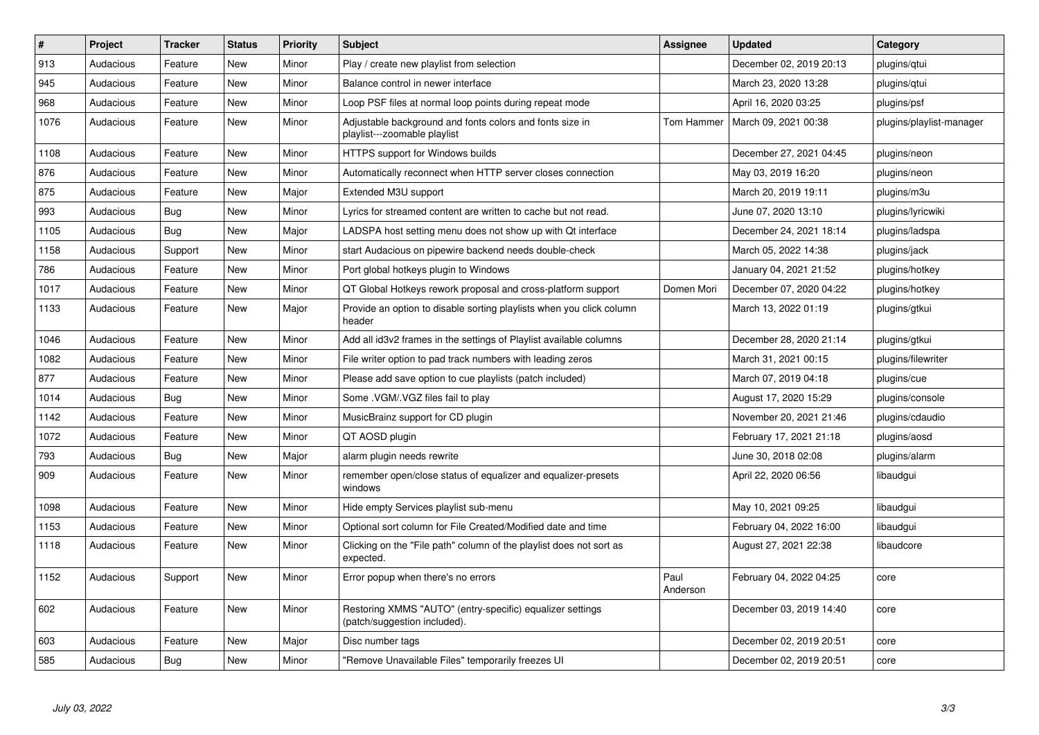| # | Project | Tracker | Status | Priority | Subject | Assignee | Updated | Category |
|---|---|---|---|---|---|---|---|---|
| 913 | Audacious | Feature | New | Minor | Play / create new playlist from selection | | December 02, 2019 20:13 | plugins/qtui |
| 945 | Audacious | Feature | New | Minor | Balance control in newer interface | | March 23, 2020 13:28 | plugins/qtui |
| 968 | Audacious | Feature | New | Minor | Loop PSF files at normal loop points during repeat mode | | April 16, 2020 03:25 | plugins/psf |
| 1076 | Audacious | Feature | New | Minor | Adjustable background and fonts colors and fonts size in playlist---zoomable playlist | Tom Hammer | March 09, 2021 00:38 | plugins/playlist-manager |
| 1108 | Audacious | Feature | New | Minor | HTTPS support for Windows builds | | December 27, 2021 04:45 | plugins/neon |
| 876 | Audacious | Feature | New | Minor | Automatically reconnect when HTTP server closes connection | | May 03, 2019 16:20 | plugins/neon |
| 875 | Audacious | Feature | New | Major | Extended M3U support | | March 20, 2019 19:11 | plugins/m3u |
| 993 | Audacious | Bug | New | Minor | Lyrics for streamed content are written to cache but not read. | | June 07, 2020 13:10 | plugins/lyricwiki |
| 1105 | Audacious | Bug | New | Major | LADSPA host setting menu does not show up with Qt interface | | December 24, 2021 18:14 | plugins/ladspa |
| 1158 | Audacious | Support | New | Minor | start Audacious on pipewire backend needs double-check | | March 05, 2022 14:38 | plugins/jack |
| 786 | Audacious | Feature | New | Minor | Port global hotkeys plugin to Windows | | January 04, 2021 21:52 | plugins/hotkey |
| 1017 | Audacious | Feature | New | Minor | QT Global Hotkeys rework proposal and cross-platform support | Domen Mori | December 07, 2020 04:22 | plugins/hotkey |
| 1133 | Audacious | Feature | New | Major | Provide an option to disable sorting playlists when you click column header | | March 13, 2022 01:19 | plugins/gtkui |
| 1046 | Audacious | Feature | New | Minor | Add all id3v2 frames in the settings of Playlist available columns | | December 28, 2020 21:14 | plugins/gtkui |
| 1082 | Audacious | Feature | New | Minor | File writer option to pad track numbers with leading zeros | | March 31, 2021 00:15 | plugins/filewriter |
| 877 | Audacious | Feature | New | Minor | Please add save option to cue playlists (patch included) | | March 07, 2019 04:18 | plugins/cue |
| 1014 | Audacious | Bug | New | Minor | Some .VGM/.VGZ files fail to play | | August 17, 2020 15:29 | plugins/console |
| 1142 | Audacious | Feature | New | Minor | MusicBrainz support for CD plugin | | November 20, 2021 21:46 | plugins/cdaudio |
| 1072 | Audacious | Feature | New | Minor | QT AOSD plugin | | February 17, 2021 21:18 | plugins/aosd |
| 793 | Audacious | Bug | New | Major | alarm plugin needs rewrite | | June 30, 2018 02:08 | plugins/alarm |
| 909 | Audacious | Feature | New | Minor | remember open/close status of equalizer and equalizer-presets windows | | April 22, 2020 06:56 | libaudgui |
| 1098 | Audacious | Feature | New | Minor | Hide empty Services playlist sub-menu | | May 10, 2021 09:25 | libaudgui |
| 1153 | Audacious | Feature | New | Minor | Optional sort column for File Created/Modified date and time | | February 04, 2022 16:00 | libaudgui |
| 1118 | Audacious | Feature | New | Minor | Clicking on the "File path" column of the playlist does not sort as expected. | | August 27, 2021 22:38 | libaudcore |
| 1152 | Audacious | Support | New | Minor | Error popup when there's no errors | Paul Anderson | February 04, 2022 04:25 | core |
| 602 | Audacious | Feature | New | Minor | Restoring XMMS "AUTO" (entry-specific) equalizer settings (patch/suggestion included). | | December 03, 2019 14:40 | core |
| 603 | Audacious | Feature | New | Major | Disc number tags | | December 02, 2019 20:51 | core |
| 585 | Audacious | Bug | New | Minor | "Remove Unavailable Files" temporarily freezes UI | | December 02, 2019 20:51 | core |

*July 03, 2022*